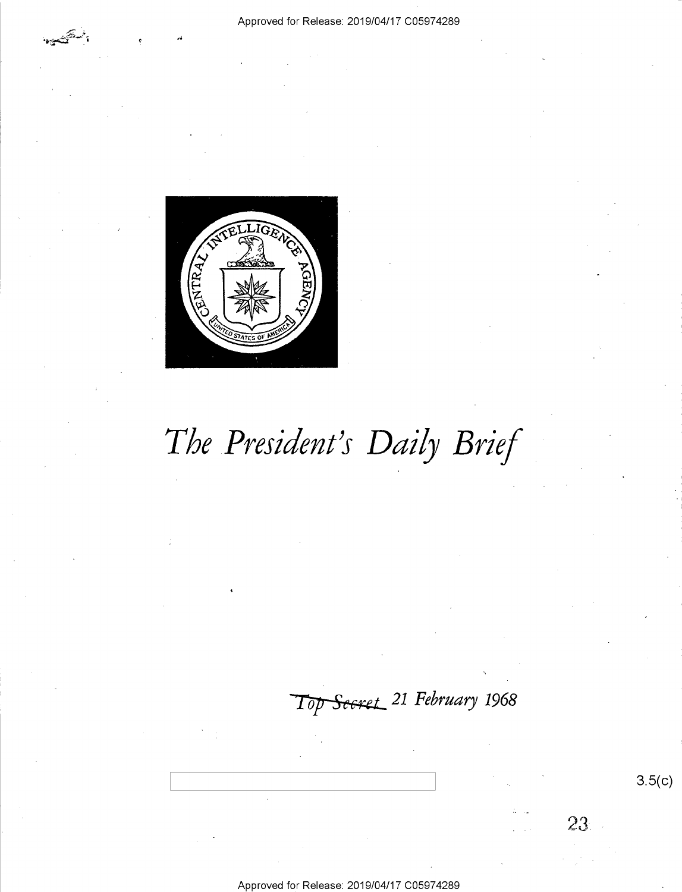# The President's Daily Brief

~~Top Secret~~ 21 February 1968

3.5(c)

23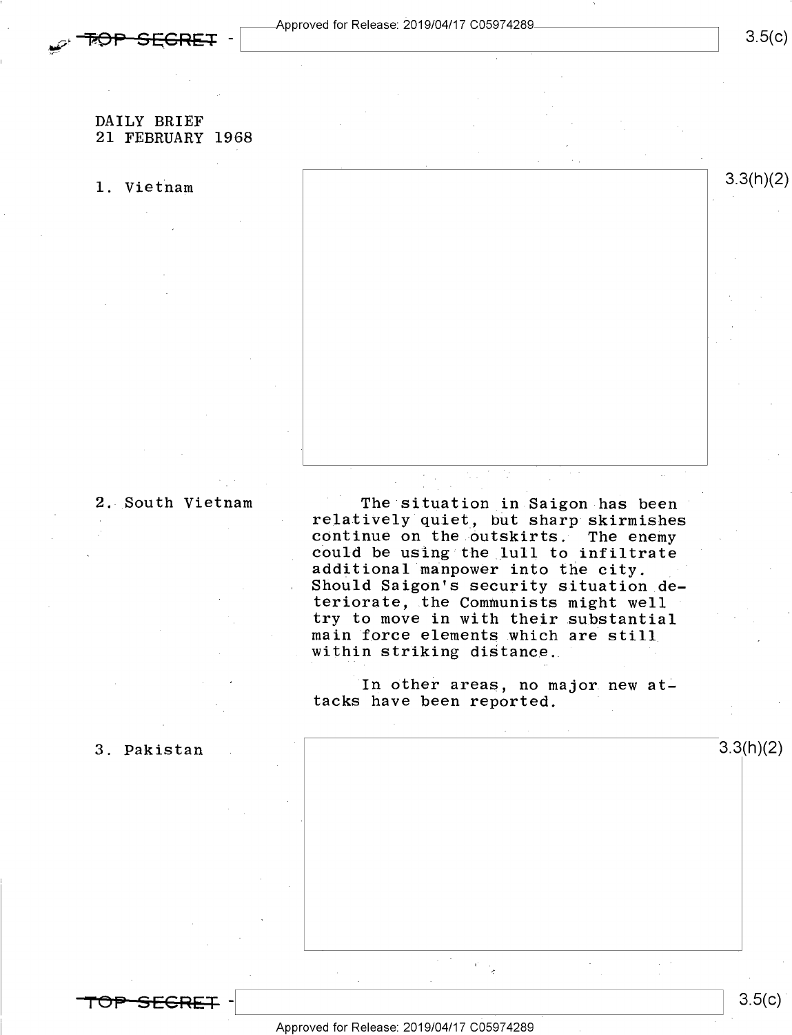DAILY BRIEF
21 FEBRUARY 1968

1. Vietnam

3.3(h)(2)

2. South Vietnam

The situation in Saigon has been relatively quiet, but sharp skirmishes continue on the outskirts. The enemy could be using the lull to infiltrate additional manpower into the city. Should Saigon's security situation deteriorate, the Communists might well try to move in with their substantial main force elements which are still within striking distance.

In other areas, no major new attacks have been reported.

3. Pakistan

3.3(h)(2)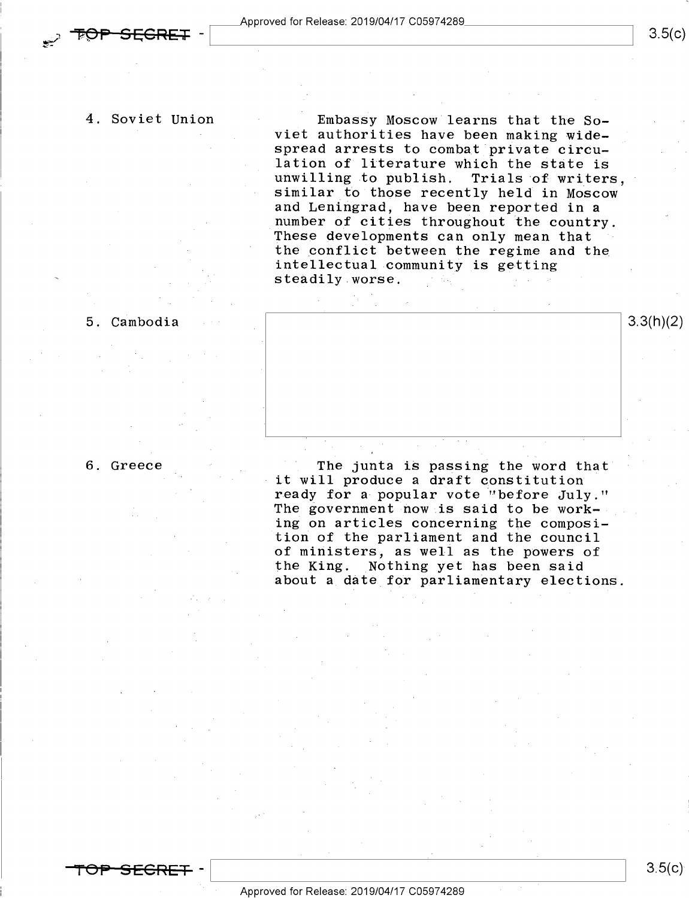4. Soviet Union

Embassy Moscow learns that the Soviet authorities have been making widespread arrests to combat private circulation of literature which the state is unwilling to publish. Trials of writers, similar to those recently held in Moscow and Leningrad, have been reported in a number of cities throughout the country. These developments can only mean that the conflict between the regime and the intellectual community is getting steadily worse.

5. Cambodia

3.3(h)(2)

6. Greece

The junta is passing the word that it will produce a draft constitution ready for a popular vote "before July." The government now is said to be working on articles concerning the composition of the parliament and the council of ministers, as well as the powers of the King. Nothing yet has been said about a date for parliamentary elections.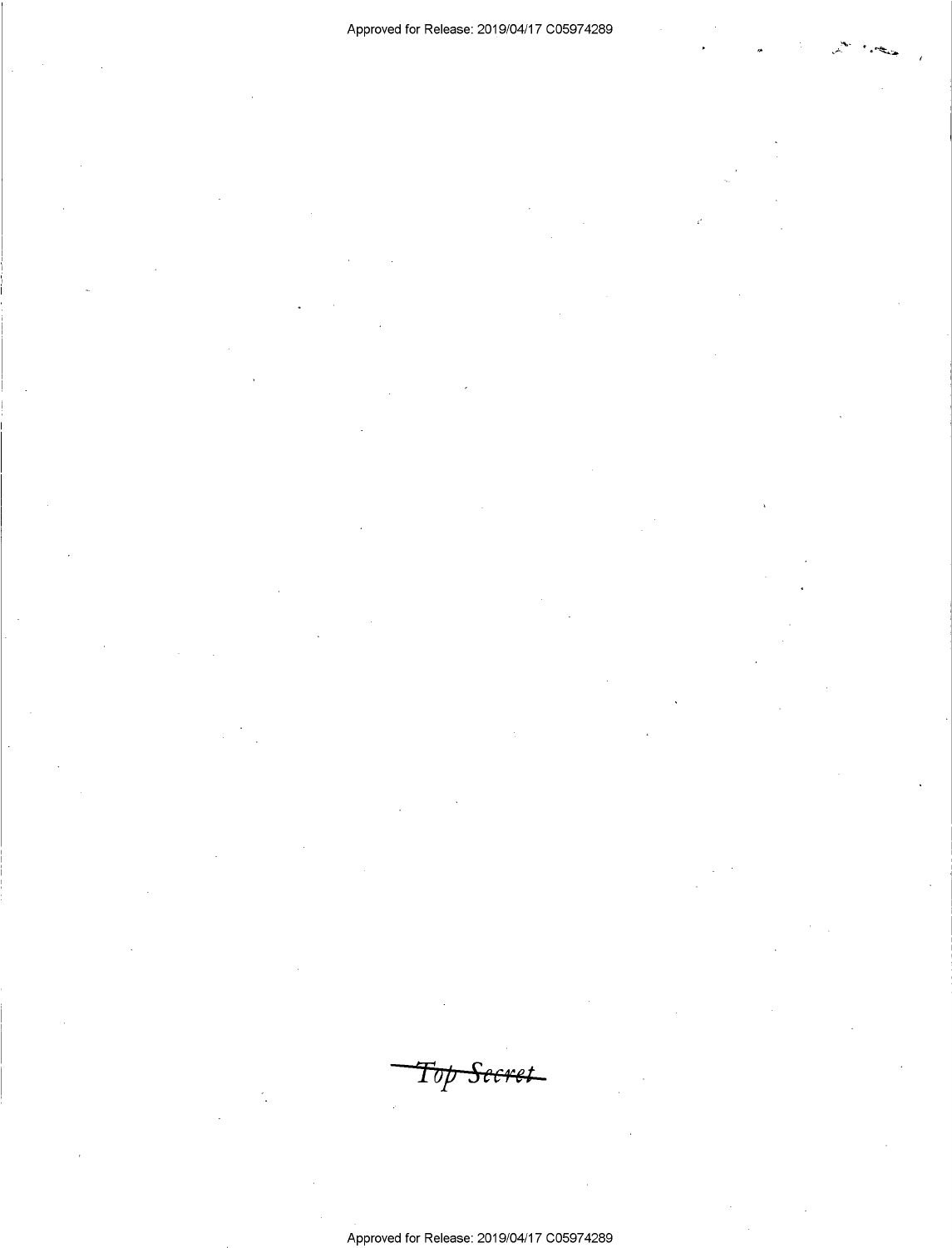~~*Top Secret*~~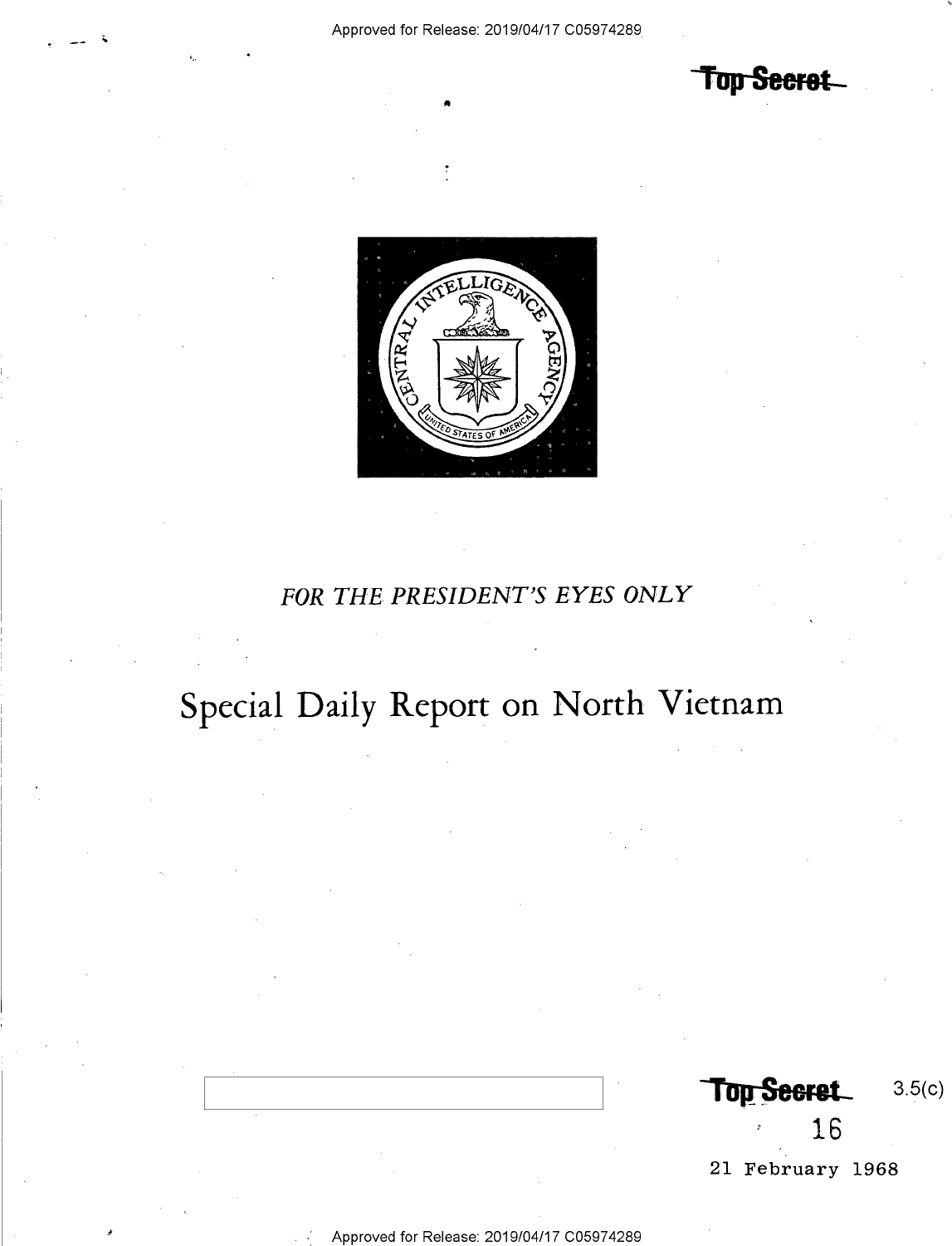Top Secret

FOR THE PRESIDENT'S EYES ONLY

# Special Daily Report on North Vietnam

Top Secret 3.5(c)

16

21 February 1968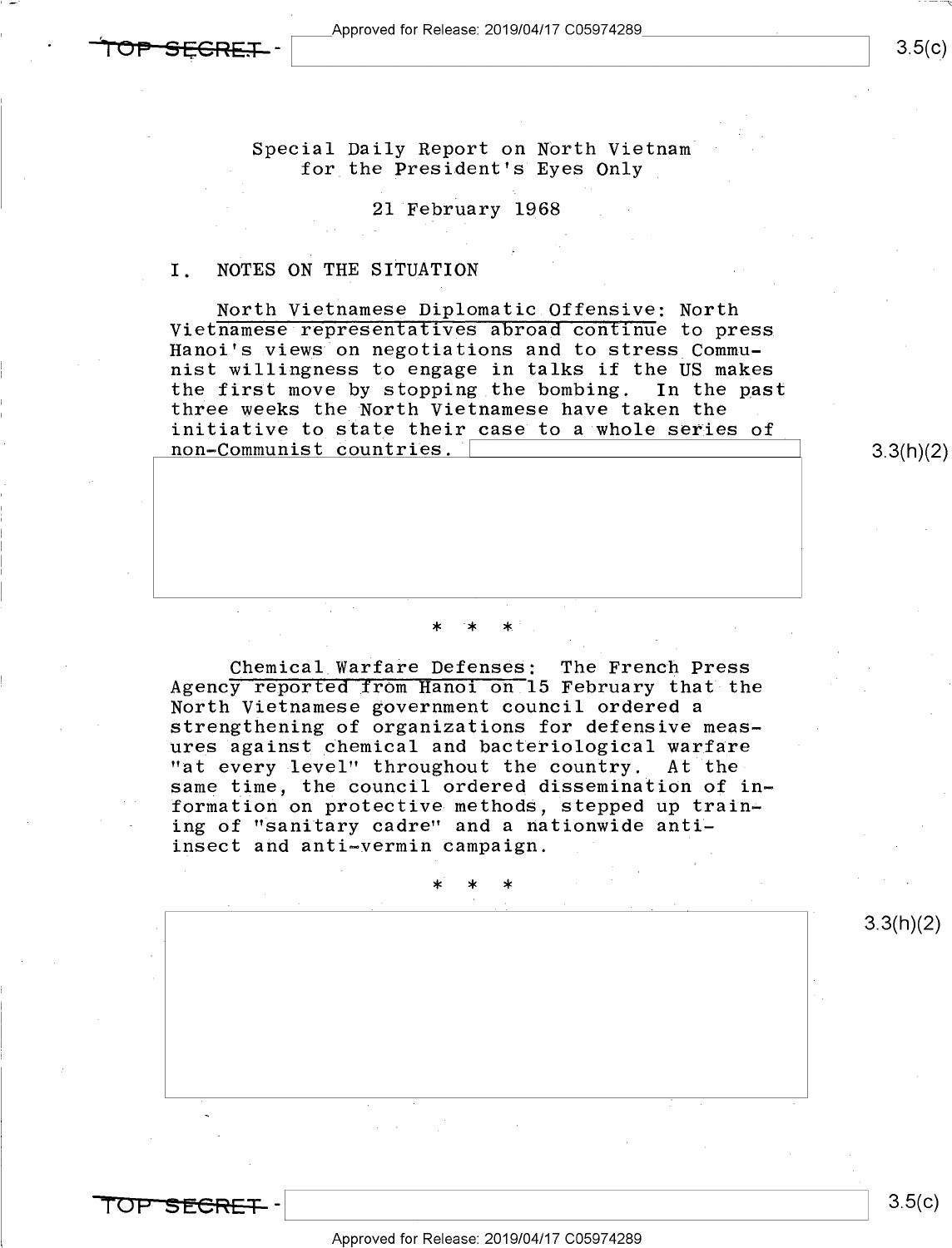Special Daily Report on North Vietnam
for the President's Eyes Only

21 February 1968

## I. NOTES ON THE SITUATION

North Vietnamese Diplomatic Offensive: North Vietnamese representatives abroad continue to press Hanoi's views on negotiations and to stress Communist willingness to engage in talks if the US makes the first move by stopping the bombing. In the past three weeks the North Vietnamese have taken the initiative to state their case to a whole series of non-Communist countries.

3.3(h)(2)

\* \* \*

Chemical Warfare Defenses: The French Press Agency reported from Hanoi on 15 February that the North Vietnamese government council ordered a strengthening of organizations for defensive measures against chemical and bacteriological warfare "at every level" throughout the country. At the same time, the council ordered dissemination of information on protective methods, stepped up training of "sanitary cadre" and a nationwide anti-insect and anti-vermin campaign.

\* \* \*

3.3(h)(2)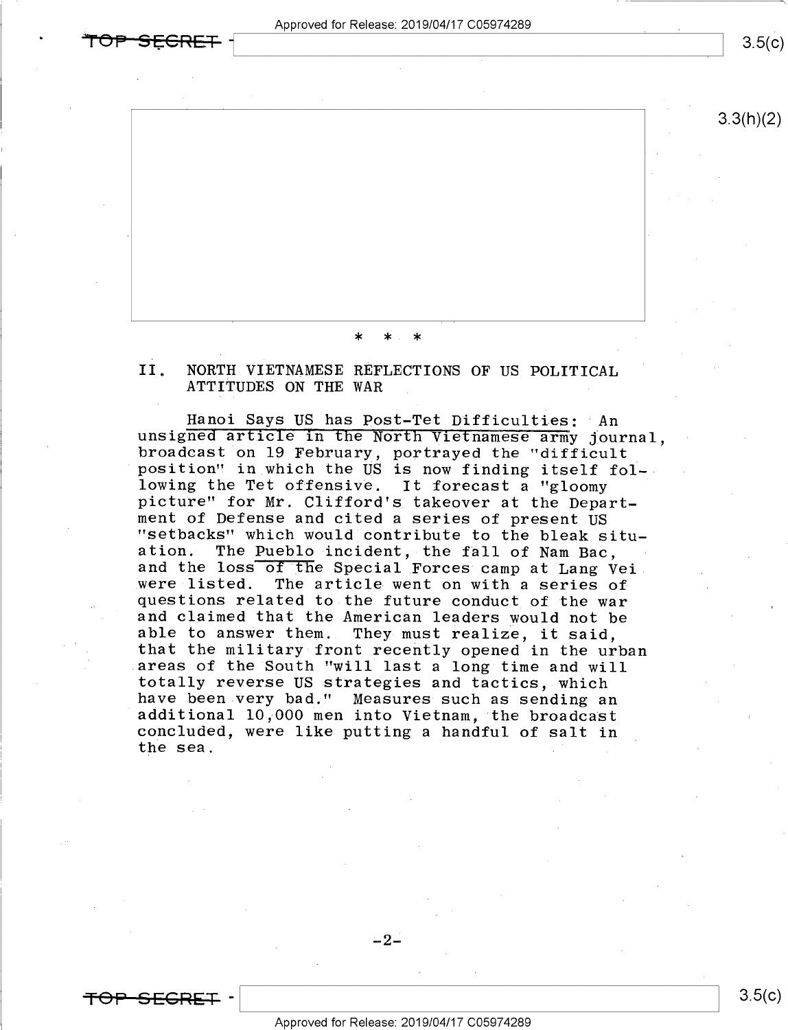\* \* \*

## II. NORTH VIETNAMESE REFLECTIONS OF US POLITICAL ATTITUDES ON THE WAR

Hanoi Says US has Post-Tet Difficulties: An unsigned article in the North Vietnamese army journal, broadcast on 19 February, portrayed the "difficult position" in which the US is now finding itself following the Tet offensive. It forecast a "gloomy picture" for Mr. Clifford's takeover at the Department of Defense and cited a series of present US "setbacks" which would contribute to the bleak situation. The *Pueblo* incident, the fall of Nam Bac, and the loss of the Special Forces camp at Lang Vei were listed. The article went on with a series of questions related to the future conduct of the war and claimed that the American leaders would not be able to answer them. They must realize, it said, that the military front recently opened in the urban areas of the South "will last a long time and will totally reverse US strategies and tactics, which have been very bad." Measures such as sending an additional 10,000 men into Vietnam, the broadcast concluded, were like putting a handful of salt in the sea.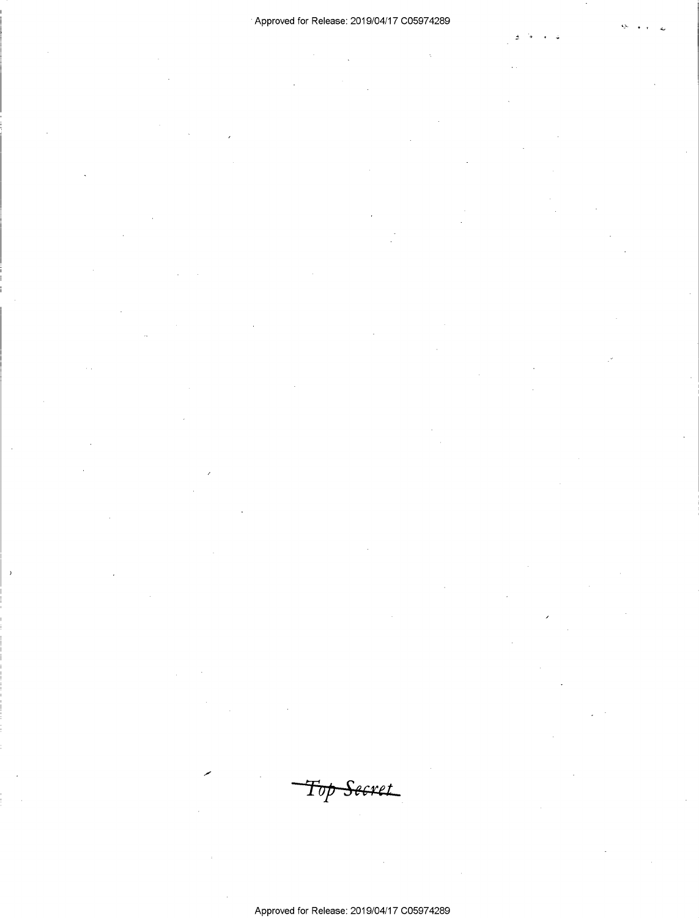~~Top Secret~~